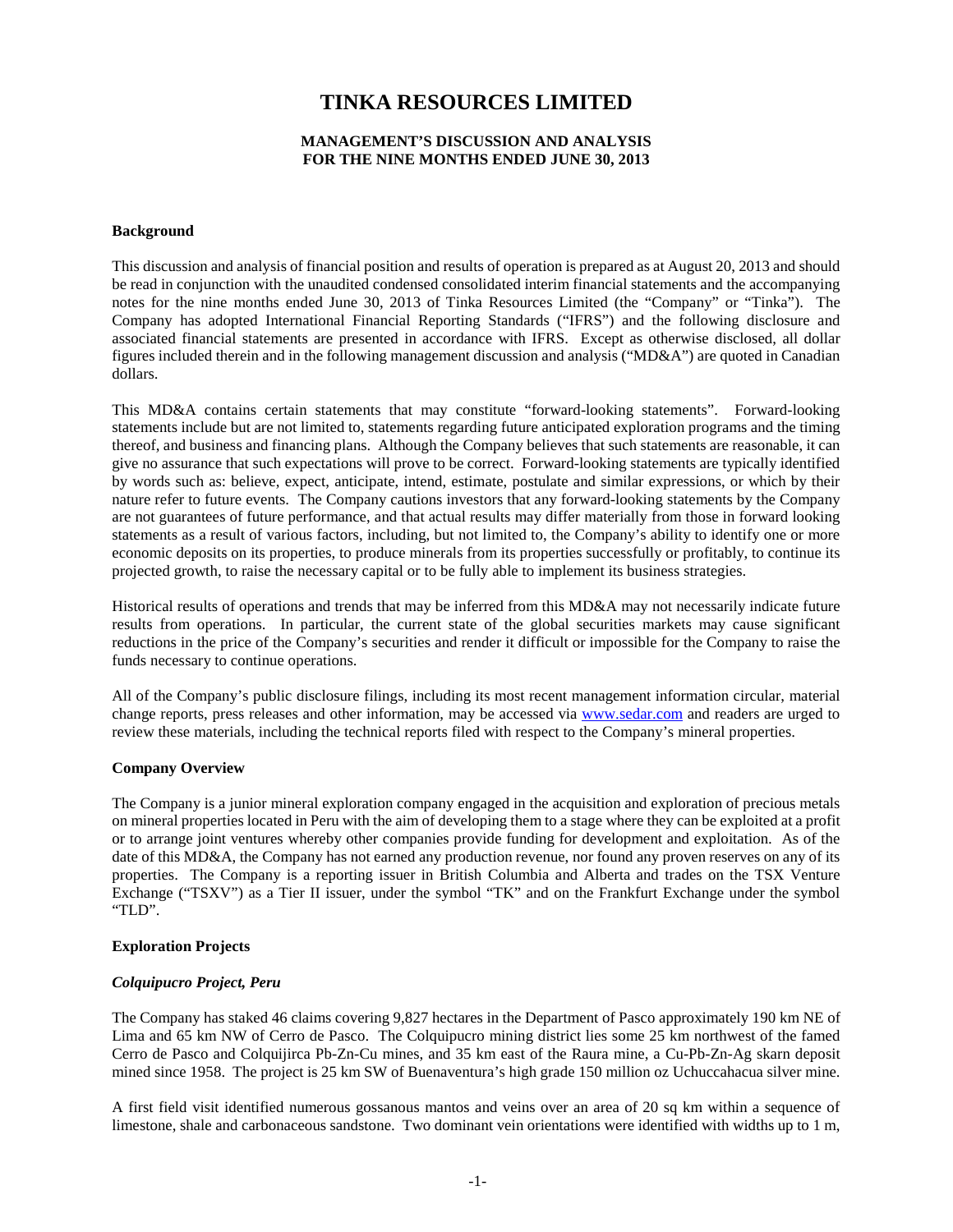# TINKA RESOURCES LIMITED

**MANAGEMENT'S DISCUSSION AND ANALYSIS**
**FOR THE NINE MONTHS ENDED JUNE 30, 2013**

**Background**

This discussion and analysis of financial position and results of operation is prepared as at August 20, 2013 and should be read in conjunction with the unaudited condensed consolidated interim financial statements and the accompanying notes for the nine months ended June 30, 2013 of Tinka Resources Limited (the "Company" or "Tinka"). The Company has adopted International Financial Reporting Standards ("IFRS") and the following disclosure and associated financial statements are presented in accordance with IFRS. Except as otherwise disclosed, all dollar figures included therein and in the following management discussion and analysis ("MD&A") are quoted in Canadian dollars.

This MD&A contains certain statements that may constitute "forward-looking statements". Forward-looking statements include but are not limited to, statements regarding future anticipated exploration programs and the timing thereof, and business and financing plans. Although the Company believes that such statements are reasonable, it can give no assurance that such expectations will prove to be correct. Forward-looking statements are typically identified by words such as: believe, expect, anticipate, intend, estimate, postulate and similar expressions, or which by their nature refer to future events. The Company cautions investors that any forward-looking statements by the Company are not guarantees of future performance, and that actual results may differ materially from those in forward looking statements as a result of various factors, including, but not limited to, the Company's ability to identify one or more economic deposits on its properties, to produce minerals from its properties successfully or profitably, to continue its projected growth, to raise the necessary capital or to be fully able to implement its business strategies.

Historical results of operations and trends that may be inferred from this MD&A may not necessarily indicate future results from operations. In particular, the current state of the global securities markets may cause significant reductions in the price of the Company's securities and render it difficult or impossible for the Company to raise the funds necessary to continue operations.

All of the Company's public disclosure filings, including its most recent management information circular, material change reports, press releases and other information, may be accessed via www.sedar.com and readers are urged to review these materials, including the technical reports filed with respect to the Company's mineral properties.

**Company Overview**

The Company is a junior mineral exploration company engaged in the acquisition and exploration of precious metals on mineral properties located in Peru with the aim of developing them to a stage where they can be exploited at a profit or to arrange joint ventures whereby other companies provide funding for development and exploitation. As of the date of this MD&A, the Company has not earned any production revenue, nor found any proven reserves on any of its properties. The Company is a reporting issuer in British Columbia and Alberta and trades on the TSX Venture Exchange ("TSXV") as a Tier II issuer, under the symbol "TK" and on the Frankfurt Exchange under the symbol "TLD".

**Exploration Projects**

***Colquipucro Project, Peru***

The Company has staked 46 claims covering 9,827 hectares in the Department of Pasco approximately 190 km NE of Lima and 65 km NW of Cerro de Pasco. The Colquipucro mining district lies some 25 km northwest of the famed Cerro de Pasco and Colquijirca Pb-Zn-Cu mines, and 35 km east of the Raura mine, a Cu-Pb-Zn-Ag skarn deposit mined since 1958. The project is 25 km SW of Buenaventura's high grade 150 million oz Uchuccahacua silver mine.

A first field visit identified numerous gossanous mantos and veins over an area of 20 sq km within a sequence of limestone, shale and carbonaceous sandstone. Two dominant vein orientations were identified with widths up to 1 m,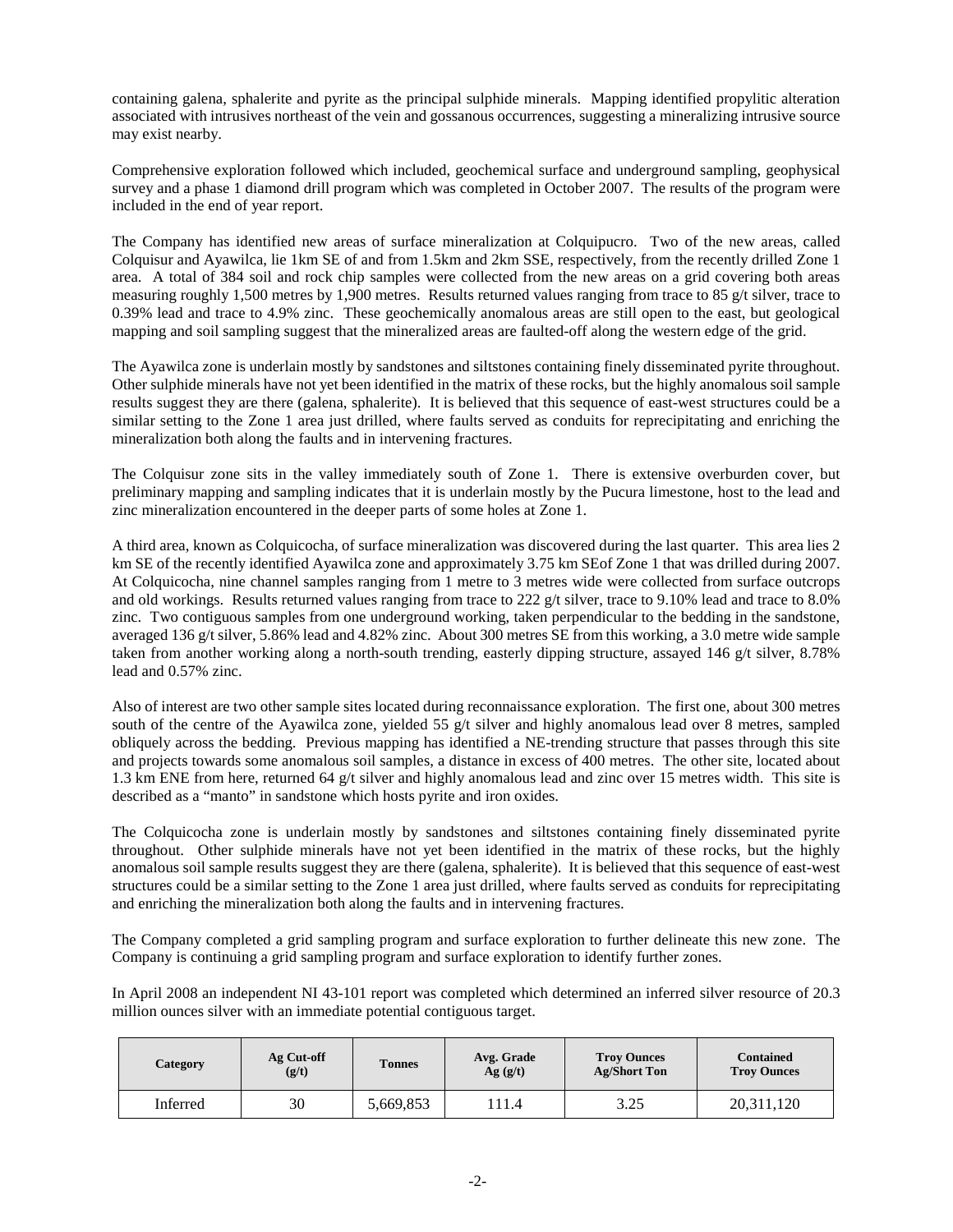containing galena, sphalerite and pyrite as the principal sulphide minerals. Mapping identified propylitic alteration associated with intrusives northeast of the vein and gossanous occurrences, suggesting a mineralizing intrusive source may exist nearby.

Comprehensive exploration followed which included, geochemical surface and underground sampling, geophysical survey and a phase 1 diamond drill program which was completed in October 2007. The results of the program were included in the end of year report.

The Company has identified new areas of surface mineralization at Colquipucro. Two of the new areas, called Colquisur and Ayawilca, lie 1km SE of and from 1.5km and 2km SSE, respectively, from the recently drilled Zone 1 area. A total of 384 soil and rock chip samples were collected from the new areas on a grid covering both areas measuring roughly 1,500 metres by 1,900 metres. Results returned values ranging from trace to 85 g/t silver, trace to 0.39% lead and trace to 4.9% zinc. These geochemically anomalous areas are still open to the east, but geological mapping and soil sampling suggest that the mineralized areas are faulted-off along the western edge of the grid.

The Ayawilca zone is underlain mostly by sandstones and siltstones containing finely disseminated pyrite throughout. Other sulphide minerals have not yet been identified in the matrix of these rocks, but the highly anomalous soil sample results suggest they are there (galena, sphalerite). It is believed that this sequence of east-west structures could be a similar setting to the Zone 1 area just drilled, where faults served as conduits for reprecipitating and enriching the mineralization both along the faults and in intervening fractures.

The Colquisur zone sits in the valley immediately south of Zone 1. There is extensive overburden cover, but preliminary mapping and sampling indicates that it is underlain mostly by the Pucura limestone, host to the lead and zinc mineralization encountered in the deeper parts of some holes at Zone 1.

A third area, known as Colquicocha, of surface mineralization was discovered during the last quarter. This area lies 2 km SE of the recently identified Ayawilca zone and approximately 3.75 km SEof Zone 1 that was drilled during 2007. At Colquicocha, nine channel samples ranging from 1 metre to 3 metres wide were collected from surface outcrops and old workings. Results returned values ranging from trace to 222 g/t silver, trace to 9.10% lead and trace to 8.0% zinc. Two contiguous samples from one underground working, taken perpendicular to the bedding in the sandstone, averaged 136 g/t silver, 5.86% lead and 4.82% zinc. About 300 metres SE from this working, a 3.0 metre wide sample taken from another working along a north-south trending, easterly dipping structure, assayed 146 g/t silver, 8.78% lead and 0.57% zinc.

Also of interest are two other sample sites located during reconnaissance exploration. The first one, about 300 metres south of the centre of the Ayawilca zone, yielded 55 g/t silver and highly anomalous lead over 8 metres, sampled obliquely across the bedding. Previous mapping has identified a NE-trending structure that passes through this site and projects towards some anomalous soil samples, a distance in excess of 400 metres. The other site, located about 1.3 km ENE from here, returned 64 g/t silver and highly anomalous lead and zinc over 15 metres width. This site is described as a "manto" in sandstone which hosts pyrite and iron oxides.

The Colquicocha zone is underlain mostly by sandstones and siltstones containing finely disseminated pyrite throughout. Other sulphide minerals have not yet been identified in the matrix of these rocks, but the highly anomalous soil sample results suggest they are there (galena, sphalerite). It is believed that this sequence of east-west structures could be a similar setting to the Zone 1 area just drilled, where faults served as conduits for reprecipitating and enriching the mineralization both along the faults and in intervening fractures.

The Company completed a grid sampling program and surface exploration to further delineate this new zone. The Company is continuing a grid sampling program and surface exploration to identify further zones.

In April 2008 an independent NI 43-101 report was completed which determined an inferred silver resource of 20.3 million ounces silver with an immediate potential contiguous target.

| Category | Ag Cut-off (g/t) | Tonnes | Avg. Grade Ag (g/t) | Troy Ounces Ag/Short Ton | Contained Troy Ounces |
|---|---|---|---|---|---|
| Inferred | 30 | 5,669,853 | 111.4 | 3.25 | 20,311,120 |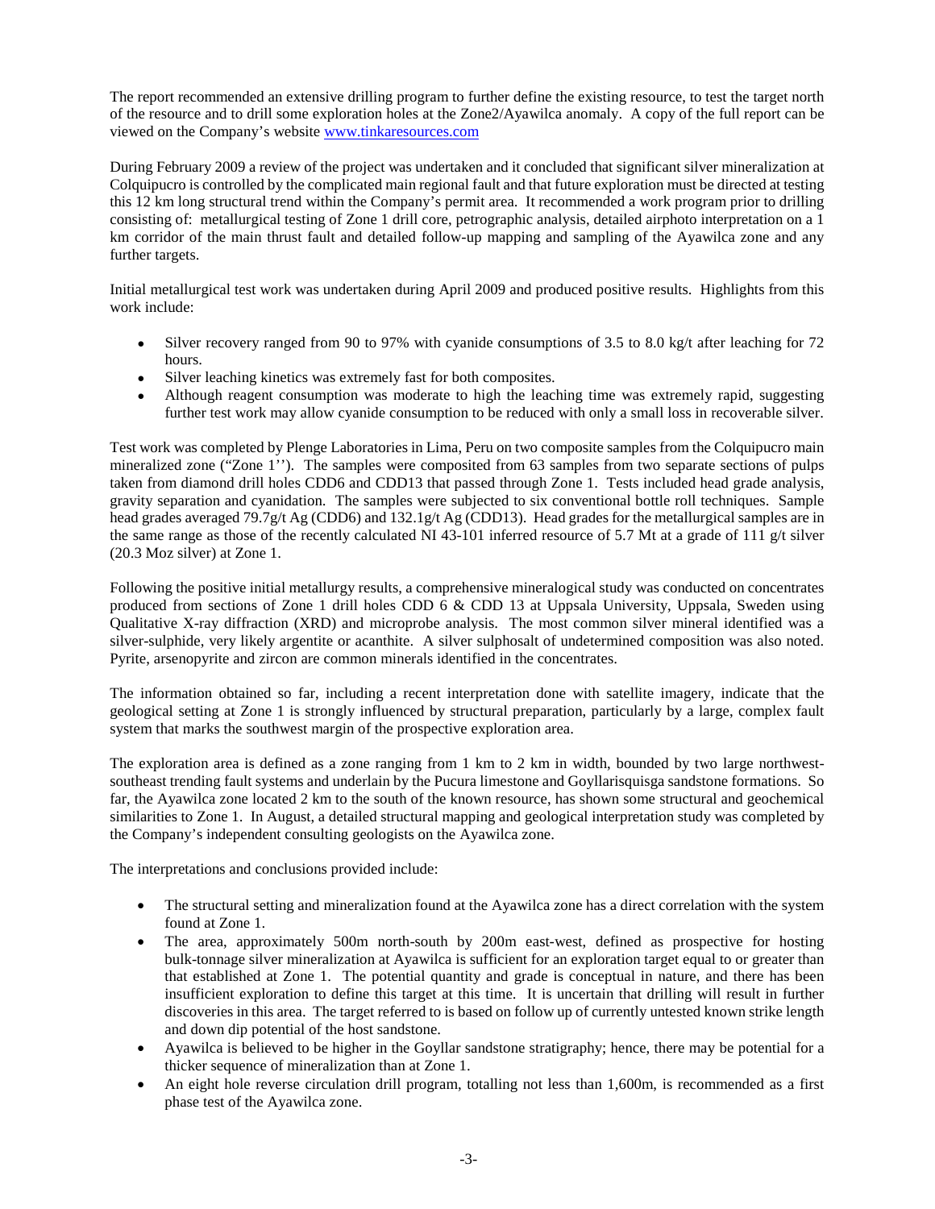The report recommended an extensive drilling program to further define the existing resource, to test the target north of the resource and to drill some exploration holes at the Zone2/Ayawilca anomaly. A copy of the full report can be viewed on the Company's website www.tinkaresources.com

During February 2009 a review of the project was undertaken and it concluded that significant silver mineralization at Colquipucro is controlled by the complicated main regional fault and that future exploration must be directed at testing this 12 km long structural trend within the Company's permit area. It recommended a work program prior to drilling consisting of: metallurgical testing of Zone 1 drill core, petrographic analysis, detailed airphoto interpretation on a 1 km corridor of the main thrust fault and detailed follow-up mapping and sampling of the Ayawilca zone and any further targets.

Initial metallurgical test work was undertaken during April 2009 and produced positive results. Highlights from this work include:

- Silver recovery ranged from 90 to 97% with cyanide consumptions of 3.5 to 8.0 kg/t after leaching for 72 hours.
- Silver leaching kinetics was extremely fast for both composites.
- Although reagent consumption was moderate to high the leaching time was extremely rapid, suggesting further test work may allow cyanide consumption to be reduced with only a small loss in recoverable silver.

Test work was completed by Plenge Laboratories in Lima, Peru on two composite samples from the Colquipucro main mineralized zone ("Zone 1''). The samples were composited from 63 samples from two separate sections of pulps taken from diamond drill holes CDD6 and CDD13 that passed through Zone 1. Tests included head grade analysis, gravity separation and cyanidation. The samples were subjected to six conventional bottle roll techniques. Sample head grades averaged 79.7g/t Ag (CDD6) and 132.1g/t Ag (CDD13). Head grades for the metallurgical samples are in the same range as those of the recently calculated NI 43-101 inferred resource of 5.7 Mt at a grade of 111 g/t silver (20.3 Moz silver) at Zone 1.

Following the positive initial metallurgy results, a comprehensive mineralogical study was conducted on concentrates produced from sections of Zone 1 drill holes CDD 6 & CDD 13 at Uppsala University, Uppsala, Sweden using Qualitative X-ray diffraction (XRD) and microprobe analysis. The most common silver mineral identified was a silver-sulphide, very likely argentite or acanthite. A silver sulphosalt of undetermined composition was also noted. Pyrite, arsenopyrite and zircon are common minerals identified in the concentrates.

The information obtained so far, including a recent interpretation done with satellite imagery, indicate that the geological setting at Zone 1 is strongly influenced by structural preparation, particularly by a large, complex fault system that marks the southwest margin of the prospective exploration area.

The exploration area is defined as a zone ranging from 1 km to 2 km in width, bounded by two large northwest-southeast trending fault systems and underlain by the Pucura limestone and Goyllarisquisga sandstone formations. So far, the Ayawilca zone located 2 km to the south of the known resource, has shown some structural and geochemical similarities to Zone 1. In August, a detailed structural mapping and geological interpretation study was completed by the Company's independent consulting geologists on the Ayawilca zone.

The interpretations and conclusions provided include:

- The structural setting and mineralization found at the Ayawilca zone has a direct correlation with the system found at Zone 1.
- The area, approximately 500m north-south by 200m east-west, defined as prospective for hosting bulk-tonnage silver mineralization at Ayawilca is sufficient for an exploration target equal to or greater than that established at Zone 1. The potential quantity and grade is conceptual in nature, and there has been insufficient exploration to define this target at this time. It is uncertain that drilling will result in further discoveries in this area. The target referred to is based on follow up of currently untested known strike length and down dip potential of the host sandstone.
- Ayawilca is believed to be higher in the Goyllar sandstone stratigraphy; hence, there may be potential for a thicker sequence of mineralization than at Zone 1.
- An eight hole reverse circulation drill program, totalling not less than 1,600m, is recommended as a first phase test of the Ayawilca zone.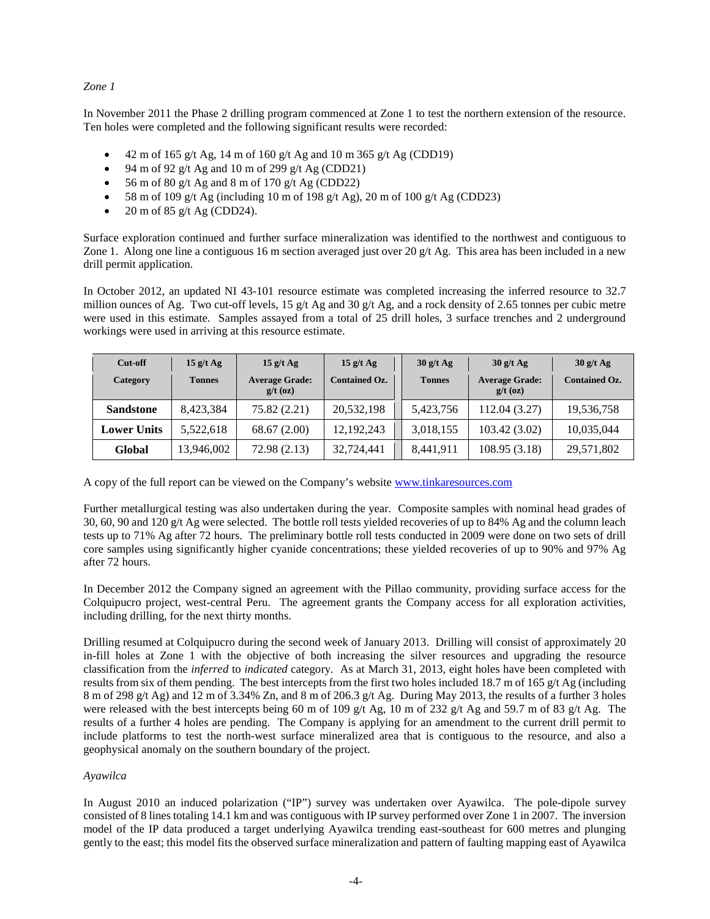*Zone 1*

In November 2011 the Phase 2 drilling program commenced at Zone 1 to test the northern extension of the resource. Ten holes were completed and the following significant results were recorded:

- 42 m of 165 g/t Ag, 14 m of 160 g/t Ag and 10 m 365 g/t Ag (CDD19)
- 94 m of 92 g/t Ag and 10 m of 299 g/t Ag (CDD21)
- 56 m of 80 g/t Ag and 8 m of 170 g/t Ag (CDD22)
- 58 m of 109 g/t Ag (including 10 m of 198 g/t Ag), 20 m of 100 g/t Ag (CDD23)
- 20 m of 85 g/t Ag (CDD24).

Surface exploration continued and further surface mineralization was identified to the northwest and contiguous to Zone 1. Along one line a contiguous 16 m section averaged just over 20 g/t Ag. This area has been included in a new drill permit application.

In October 2012, an updated NI 43-101 resource estimate was completed increasing the inferred resource to 32.7 million ounces of Ag. Two cut-off levels, 15 g/t Ag and 30 g/t Ag, and a rock density of 2.65 tonnes per cubic metre were used in this estimate. Samples assayed from a total of 25 drill holes, 3 surface trenches and 2 underground workings were used in arriving at this resource estimate.

| Cut-off | 15 g/t Ag | 15 g/t Ag | 15 g/t Ag | 30 g/t Ag | 30 g/t Ag | 30 g/t Ag |
|---|---|---|---|---|---|---|
| **Category** | **Tonnes** | **Average Grade: g/t (oz)** | **Contained Oz.** | **Tonnes** | **Average Grade: g/t (oz)** | **Contained Oz.** |
| **Sandstone** | 8,423,384 | 75.82 (2.21) | 20,532,198 | 5,423,756 | 112.04 (3.27) | 19,536,758 |
| **Lower Units** | 5,522,618 | 68.67 (2.00) | 12,192,243 | 3,018,155 | 103.42 (3.02) | 10,035,044 |
| **Global** | 13,946,002 | 72.98 (2.13) | 32,724,441 | 8,441,911 | 108.95 (3.18) | 29,571,802 |

A copy of the full report can be viewed on the Company's website www.tinkaresources.com

Further metallurgical testing was also undertaken during the year. Composite samples with nominal head grades of 30, 60, 90 and 120 g/t Ag were selected. The bottle roll tests yielded recoveries of up to 84% Ag and the column leach tests up to 71% Ag after 72 hours. The preliminary bottle roll tests conducted in 2009 were done on two sets of drill core samples using significantly higher cyanide concentrations; these yielded recoveries of up to 90% and 97% Ag after 72 hours.

In December 2012 the Company signed an agreement with the Pillao community, providing surface access for the Colquipucro project, west-central Peru. The agreement grants the Company access for all exploration activities, including drilling, for the next thirty months.

Drilling resumed at Colquipucro during the second week of January 2013. Drilling will consist of approximately 20 in-fill holes at Zone 1 with the objective of both increasing the silver resources and upgrading the resource classification from the *inferred* to *indicated* category. As at March 31, 2013, eight holes have been completed with results from six of them pending. The best intercepts from the first two holes included 18.7 m of 165 g/t Ag (including 8 m of 298 g/t Ag) and 12 m of 3.34% Zn, and 8 m of 206.3 g/t Ag. During May 2013, the results of a further 3 holes were released with the best intercepts being 60 m of 109 g/t Ag, 10 m of 232 g/t Ag and 59.7 m of 83 g/t Ag. The results of a further 4 holes are pending. The Company is applying for an amendment to the current drill permit to include platforms to test the north-west surface mineralized area that is contiguous to the resource, and also a geophysical anomaly on the southern boundary of the project.

*Ayawilca*

In August 2010 an induced polarization ("IP") survey was undertaken over Ayawilca. The pole-dipole survey consisted of 8 lines totaling 14.1 km and was contiguous with IP survey performed over Zone 1 in 2007. The inversion model of the IP data produced a target underlying Ayawilca trending east-southeast for 600 metres and plunging gently to the east; this model fits the observed surface mineralization and pattern of faulting mapping east of Ayawilca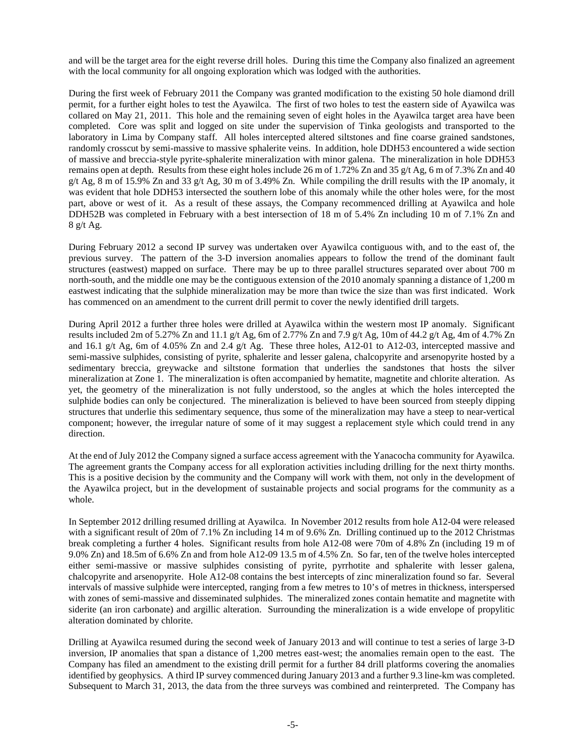and will be the target area for the eight reverse drill holes. During this time the Company also finalized an agreement with the local community for all ongoing exploration which was lodged with the authorities.

During the first week of February 2011 the Company was granted modification to the existing 50 hole diamond drill permit, for a further eight holes to test the Ayawilca. The first of two holes to test the eastern side of Ayawilca was collared on May 21, 2011. This hole and the remaining seven of eight holes in the Ayawilca target area have been completed. Core was split and logged on site under the supervision of Tinka geologists and transported to the laboratory in Lima by Company staff. All holes intercepted altered siltstones and fine coarse grained sandstones, randomly crosscut by semi-massive to massive sphalerite veins. In addition, hole DDH53 encountered a wide section of massive and breccia-style pyrite-sphalerite mineralization with minor galena. The mineralization in hole DDH53 remains open at depth. Results from these eight holes include 26 m of 1.72% Zn and 35 g/t Ag, 6 m of 7.3% Zn and 40 g/t Ag, 8 m of 15.9% Zn and 33 g/t Ag, 30 m of 3.49% Zn. While compiling the drill results with the IP anomaly, it was evident that hole DDH53 intersected the southern lobe of this anomaly while the other holes were, for the most part, above or west of it. As a result of these assays, the Company recommenced drilling at Ayawilca and hole DDH52B was completed in February with a best intersection of 18 m of 5.4% Zn including 10 m of 7.1% Zn and 8 g/t Ag.

During February 2012 a second IP survey was undertaken over Ayawilca contiguous with, and to the east of, the previous survey. The pattern of the 3-D inversion anomalies appears to follow the trend of the dominant fault structures (eastwest) mapped on surface. There may be up to three parallel structures separated over about 700 m north-south, and the middle one may be the contiguous extension of the 2010 anomaly spanning a distance of 1,200 m eastwest indicating that the sulphide mineralization may be more than twice the size than was first indicated. Work has commenced on an amendment to the current drill permit to cover the newly identified drill targets.

During April 2012 a further three holes were drilled at Ayawilca within the western most IP anomaly. Significant results included 2m of 5.27% Zn and 11.1 g/t Ag, 6m of 2.77% Zn and 7.9 g/t Ag, 10m of 44.2 g/t Ag, 4m of 4.7% Zn and 16.1 g/t Ag, 6m of 4.05% Zn and 2.4 g/t Ag. These three holes, A12-01 to A12-03, intercepted massive and semi-massive sulphides, consisting of pyrite, sphalerite and lesser galena, chalcopyrite and arsenopyrite hosted by a sedimentary breccia, greywacke and siltstone formation that underlies the sandstones that hosts the silver mineralization at Zone 1. The mineralization is often accompanied by hematite, magnetite and chlorite alteration. As yet, the geometry of the mineralization is not fully understood, so the angles at which the holes intercepted the sulphide bodies can only be conjectured. The mineralization is believed to have been sourced from steeply dipping structures that underlie this sedimentary sequence, thus some of the mineralization may have a steep to near-vertical component; however, the irregular nature of some of it may suggest a replacement style which could trend in any direction.

At the end of July 2012 the Company signed a surface access agreement with the Yanacocha community for Ayawilca. The agreement grants the Company access for all exploration activities including drilling for the next thirty months. This is a positive decision by the community and the Company will work with them, not only in the development of the Ayawilca project, but in the development of sustainable projects and social programs for the community as a whole.

In September 2012 drilling resumed drilling at Ayawilca. In November 2012 results from hole A12-04 were released with a significant result of 20m of 7.1% Zn including 14 m of 9.6% Zn. Drilling continued up to the 2012 Christmas break completing a further 4 holes. Significant results from hole A12-08 were 70m of 4.8% Zn (including 19 m of 9.0% Zn) and 18.5m of 6.6% Zn and from hole A12-09 13.5 m of 4.5% Zn. So far, ten of the twelve holes intercepted either semi-massive or massive sulphides consisting of pyrite, pyrrhotite and sphalerite with lesser galena, chalcopyrite and arsenopyrite. Hole A12-08 contains the best intercepts of zinc mineralization found so far. Several intervals of massive sulphide were intercepted, ranging from a few metres to 10's of metres in thickness, interspersed with zones of semi-massive and disseminated sulphides. The mineralized zones contain hematite and magnetite with siderite (an iron carbonate) and argillic alteration. Surrounding the mineralization is a wide envelope of propylitic alteration dominated by chlorite.

Drilling at Ayawilca resumed during the second week of January 2013 and will continue to test a series of large 3-D inversion, IP anomalies that span a distance of 1,200 metres east-west; the anomalies remain open to the east. The Company has filed an amendment to the existing drill permit for a further 84 drill platforms covering the anomalies identified by geophysics. A third IP survey commenced during January 2013 and a further 9.3 line-km was completed. Subsequent to March 31, 2013, the data from the three surveys was combined and reinterpreted. The Company has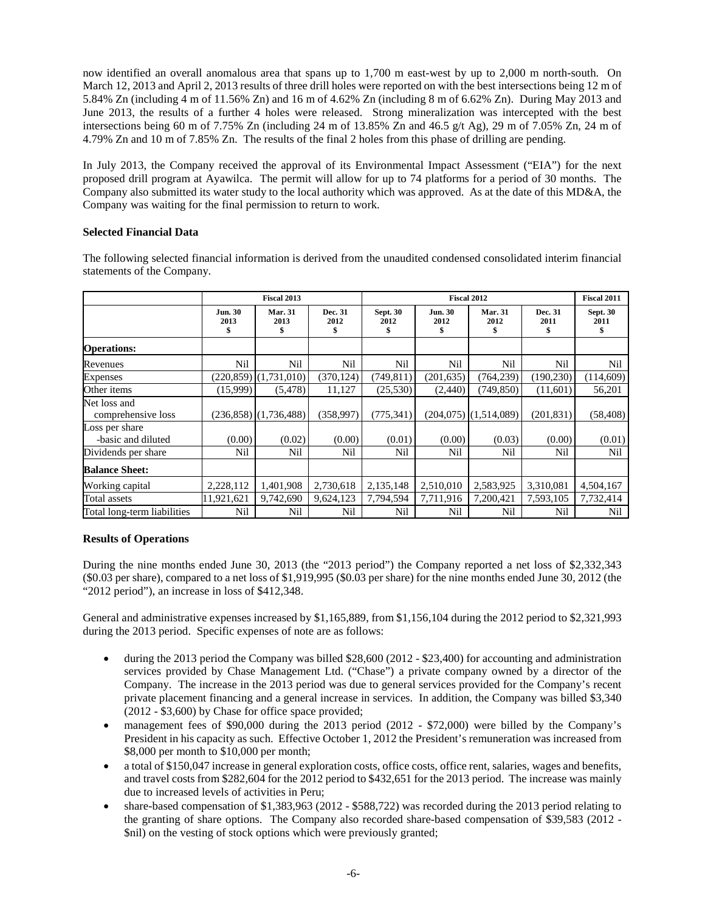now identified an overall anomalous area that spans up to 1,700 m east-west by up to 2,000 m north-south. On March 12, 2013 and April 2, 2013 results of three drill holes were reported on with the best intersections being 12 m of 5.84% Zn (including 4 m of 11.56% Zn) and 16 m of 4.62% Zn (including 8 m of 6.62% Zn). During May 2013 and June 2013, the results of a further 4 holes were released. Strong mineralization was intercepted with the best intersections being 60 m of 7.75% Zn (including 24 m of 13.85% Zn and 46.5 g/t Ag), 29 m of 7.05% Zn, 24 m of 4.79% Zn and 10 m of 7.85% Zn. The results of the final 2 holes from this phase of drilling are pending.

In July 2013, the Company received the approval of its Environmental Impact Assessment ("EIA") for the next proposed drill program at Ayawilca. The permit will allow for up to 74 platforms for a period of 30 months. The Company also submitted its water study to the local authority which was approved. As at the date of this MD&A, the Company was waiting for the final permission to return to work.

**Selected Financial Data**

The following selected financial information is derived from the unaudited condensed consolidated interim financial statements of the Company.

| | Fiscal 2013 | | | Fiscal 2012 | | | | Fiscal 2011 |
|---|---|---|---|---|---|---|---|---|
| | Jun. 30 2013 $ | Mar. 31 2013 $ | Dec. 31 2012 $ | Sept. 30 2012 $ | Jun. 30 2012 $ | Mar. 31 2012 $ | Dec. 31 2011 $ | Sept. 30 2011 $ |
| **Operations:** | | | | | | | | |
| Revenues | Nil | Nil | Nil | Nil | Nil | Nil | Nil | Nil |
| Expenses | (220,859) | (1,731,010) | (370,124) | (749,811) | (201,635) | (764,239) | (190,230) | (114,609) |
| Other items | (15,999) | (5,478) | 11,127 | (25,530) | (2,440) | (749,850) | (11,601) | 56,201 |
| Net loss and comprehensive loss | (236,858) | (1,736,488) | (358,997) | (775,341) | (204,075) | (1,514,089) | (201,831) | (58,408) |
| Loss per share -basic and diluted | (0.00) | (0.02) | (0.00) | (0.01) | (0.00) | (0.03) | (0.00) | (0.01) |
| Dividends per share | Nil | Nil | Nil | Nil | Nil | Nil | Nil | Nil |
| **Balance Sheet:** | | | | | | | | |
| Working capital | 2,228,112 | 1,401,908 | 2,730,618 | 2,135,148 | 2,510,010 | 2,583,925 | 3,310,081 | 4,504,167 |
| Total assets | 11,921,621 | 9,742,690 | 9,624,123 | 7,794,594 | 7,711,916 | 7,200,421 | 7,593,105 | 7,732,414 |
| Total long-term liabilities | Nil | Nil | Nil | Nil | Nil | Nil | Nil | Nil |

**Results of Operations**

During the nine months ended June 30, 2013 (the "2013 period") the Company reported a net loss of $2,332,343 ($0.03 per share), compared to a net loss of $1,919,995 ($0.03 per share) for the nine months ended June 30, 2012 (the "2012 period"), an increase in loss of $412,348.

General and administrative expenses increased by $1,165,889, from $1,156,104 during the 2012 period to $2,321,993 during the 2013 period. Specific expenses of note are as follows:

- during the 2013 period the Company was billed $28,600 (2012 - $23,400) for accounting and administration services provided by Chase Management Ltd. ("Chase") a private company owned by a director of the Company. The increase in the 2013 period was due to general services provided for the Company's recent private placement financing and a general increase in services. In addition, the Company was billed $3,340 (2012 - $3,600) by Chase for office space provided;
- management fees of $90,000 during the 2013 period (2012 - $72,000) were billed by the Company's President in his capacity as such. Effective October 1, 2012 the President's remuneration was increased from $8,000 per month to $10,000 per month;
- a total of $150,047 increase in general exploration costs, office costs, office rent, salaries, wages and benefits, and travel costs from $282,604 for the 2012 period to $432,651 for the 2013 period. The increase was mainly due to increased levels of activities in Peru;
- share-based compensation of $1,383,963 (2012 - $588,722) was recorded during the 2013 period relating to the granting of share options. The Company also recorded share-based compensation of $39,583 (2012 - $nil) on the vesting of stock options which were previously granted;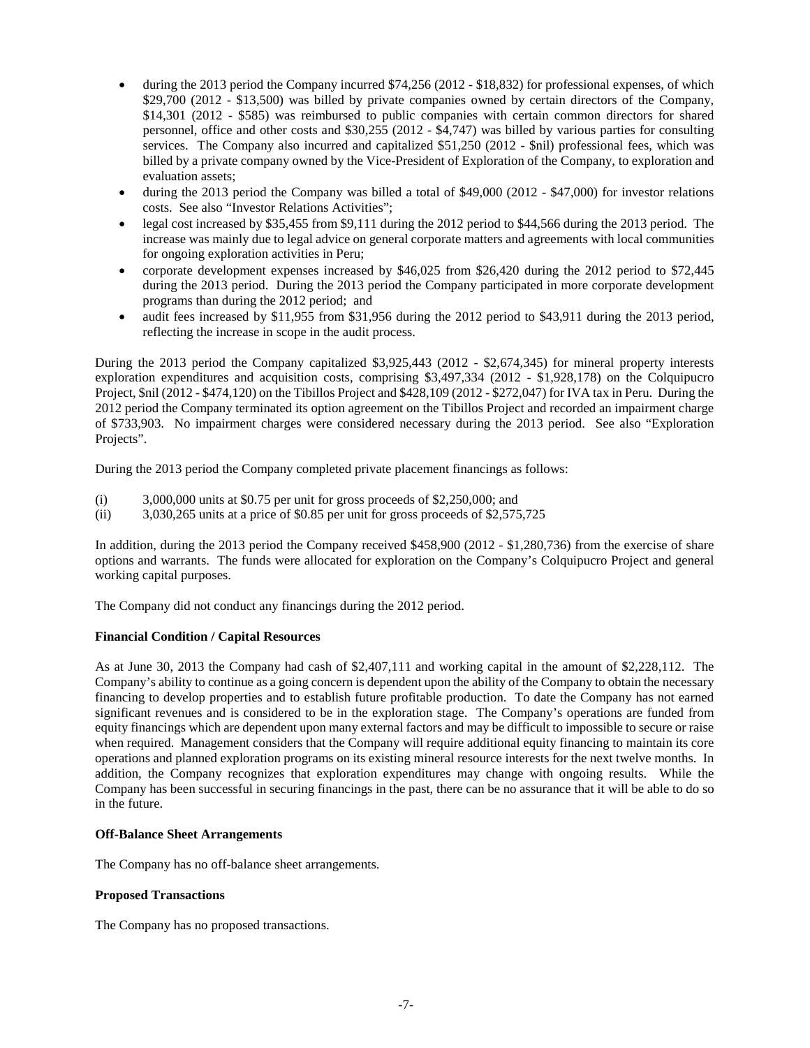- during the 2013 period the Company incurred $74,256 (2012 - $18,832) for professional expenses, of which $29,700 (2012 - $13,500) was billed by private companies owned by certain directors of the Company, $14,301 (2012 - $585) was reimbursed to public companies with certain common directors for shared personnel, office and other costs and $30,255 (2012 - $4,747) was billed by various parties for consulting services. The Company also incurred and capitalized $51,250 (2012 - $nil) professional fees, which was billed by a private company owned by the Vice-President of Exploration of the Company, to exploration and evaluation assets;
- during the 2013 period the Company was billed a total of $49,000 (2012 - $47,000) for investor relations costs. See also "Investor Relations Activities";
- legal cost increased by $35,455 from $9,111 during the 2012 period to $44,566 during the 2013 period. The increase was mainly due to legal advice on general corporate matters and agreements with local communities for ongoing exploration activities in Peru;
- corporate development expenses increased by $46,025 from $26,420 during the 2012 period to $72,445 during the 2013 period. During the 2013 period the Company participated in more corporate development programs than during the 2012 period; and
- audit fees increased by $11,955 from $31,956 during the 2012 period to $43,911 during the 2013 period, reflecting the increase in scope in the audit process.

During the 2013 period the Company capitalized $3,925,443 (2012 - $2,674,345) for mineral property interests exploration expenditures and acquisition costs, comprising $3,497,334 (2012 - $1,928,178) on the Colquipucro Project, $nil (2012 - $474,120) on the Tibillos Project and $428,109 (2012 - $272,047) for IVA tax in Peru. During the 2012 period the Company terminated its option agreement on the Tibillos Project and recorded an impairment charge of $733,903. No impairment charges were considered necessary during the 2013 period. See also "Exploration Projects".

During the 2013 period the Company completed private placement financings as follows:

(i) 3,000,000 units at $0.75 per unit for gross proceeds of $2,250,000; and
(ii) 3,030,265 units at a price of $0.85 per unit for gross proceeds of $2,575,725

In addition, during the 2013 period the Company received $458,900 (2012 - $1,280,736) from the exercise of share options and warrants. The funds were allocated for exploration on the Company's Colquipucro Project and general working capital purposes.

The Company did not conduct any financings during the 2012 period.

**Financial Condition / Capital Resources**

As at June 30, 2013 the Company had cash of $2,407,111 and working capital in the amount of $2,228,112. The Company's ability to continue as a going concern is dependent upon the ability of the Company to obtain the necessary financing to develop properties and to establish future profitable production. To date the Company has not earned significant revenues and is considered to be in the exploration stage. The Company's operations are funded from equity financings which are dependent upon many external factors and may be difficult to impossible to secure or raise when required. Management considers that the Company will require additional equity financing to maintain its core operations and planned exploration programs on its existing mineral resource interests for the next twelve months. In addition, the Company recognizes that exploration expenditures may change with ongoing results. While the Company has been successful in securing financings in the past, there can be no assurance that it will be able to do so in the future.

**Off-Balance Sheet Arrangements**

The Company has no off-balance sheet arrangements.

**Proposed Transactions**

The Company has no proposed transactions.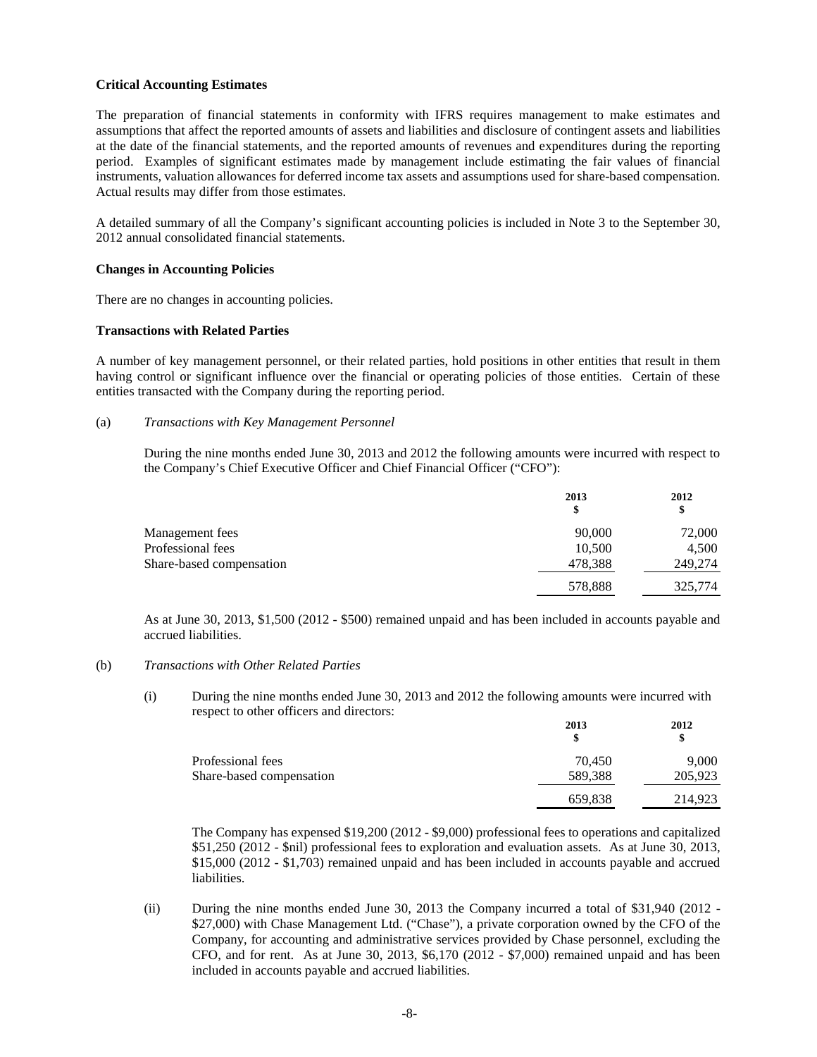**Critical Accounting Estimates**

The preparation of financial statements in conformity with IFRS requires management to make estimates and assumptions that affect the reported amounts of assets and liabilities and disclosure of contingent assets and liabilities at the date of the financial statements, and the reported amounts of revenues and expenditures during the reporting period. Examples of significant estimates made by management include estimating the fair values of financial instruments, valuation allowances for deferred income tax assets and assumptions used for share-based compensation. Actual results may differ from those estimates.

A detailed summary of all the Company's significant accounting policies is included in Note 3 to the September 30, 2012 annual consolidated financial statements.

**Changes in Accounting Policies**

There are no changes in accounting policies.

**Transactions with Related Parties**

A number of key management personnel, or their related parties, hold positions in other entities that result in them having control or significant influence over the financial or operating policies of those entities. Certain of these entities transacted with the Company during the reporting period.

(a) *Transactions with Key Management Personnel*

During the nine months ended June 30, 2013 and 2012 the following amounts were incurred with respect to the Company's Chief Executive Officer and Chief Financial Officer ("CFO"):

| | 2013<br>$ | 2012<br>$ |
|---|---|---|
| Management fees | 90,000 | 72,000 |
| Professional fees | 10,500 | 4,500 |
| Share-based compensation | 478,388 | 249,274 |
| | 578,888 | 325,774 |

As at June 30, 2013, $1,500 (2012 - $500) remained unpaid and has been included in accounts payable and accrued liabilities.

(b) *Transactions with Other Related Parties*

(i) During the nine months ended June 30, 2013 and 2012 the following amounts were incurred with respect to other officers and directors:

| | 2013<br>$ | 2012<br>$ |
|---|---|---|
| Professional fees | 70,450 | 9,000 |
| Share-based compensation | 589,388 | 205,923 |
| | 659,838 | 214,923 |

The Company has expensed $19,200 (2012 - $9,000) professional fees to operations and capitalized $51,250 (2012 - $nil) professional fees to exploration and evaluation assets. As at June 30, 2013, $15,000 (2012 - $1,703) remained unpaid and has been included in accounts payable and accrued liabilities.

(ii) During the nine months ended June 30, 2013 the Company incurred a total of $31,940 (2012 - $27,000) with Chase Management Ltd. ("Chase"), a private corporation owned by the CFO of the Company, for accounting and administrative services provided by Chase personnel, excluding the CFO, and for rent. As at June 30, 2013, $6,170 (2012 - $7,000) remained unpaid and has been included in accounts payable and accrued liabilities.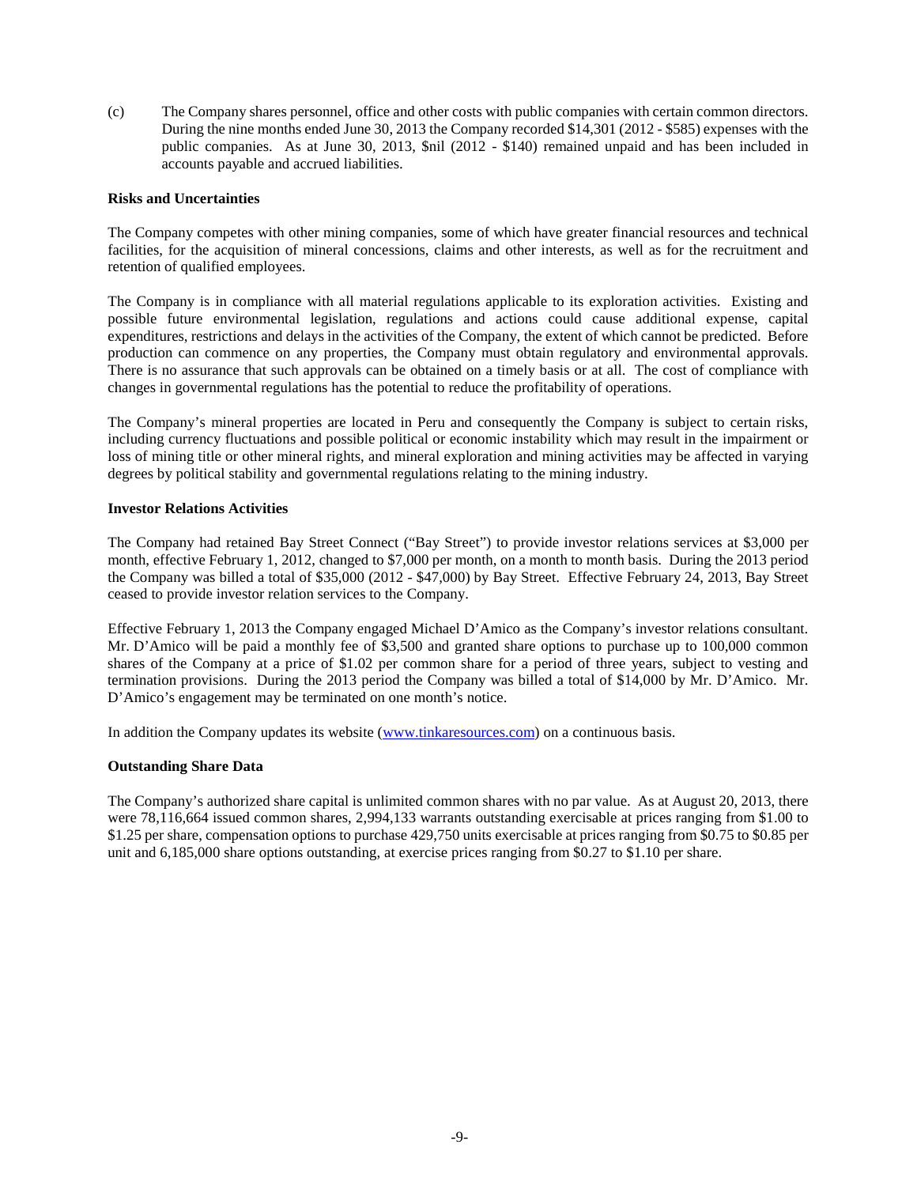(c) The Company shares personnel, office and other costs with public companies with certain common directors. During the nine months ended June 30, 2013 the Company recorded $14,301 (2012 - $585) expenses with the public companies. As at June 30, 2013, $nil (2012 - $140) remained unpaid and has been included in accounts payable and accrued liabilities.

**Risks and Uncertainties**

The Company competes with other mining companies, some of which have greater financial resources and technical facilities, for the acquisition of mineral concessions, claims and other interests, as well as for the recruitment and retention of qualified employees.

The Company is in compliance with all material regulations applicable to its exploration activities. Existing and possible future environmental legislation, regulations and actions could cause additional expense, capital expenditures, restrictions and delays in the activities of the Company, the extent of which cannot be predicted. Before production can commence on any properties, the Company must obtain regulatory and environmental approvals. There is no assurance that such approvals can be obtained on a timely basis or at all. The cost of compliance with changes in governmental regulations has the potential to reduce the profitability of operations.

The Company's mineral properties are located in Peru and consequently the Company is subject to certain risks, including currency fluctuations and possible political or economic instability which may result in the impairment or loss of mining title or other mineral rights, and mineral exploration and mining activities may be affected in varying degrees by political stability and governmental regulations relating to the mining industry.

**Investor Relations Activities**

The Company had retained Bay Street Connect ("Bay Street") to provide investor relations services at $3,000 per month, effective February 1, 2012, changed to $7,000 per month, on a month to month basis. During the 2013 period the Company was billed a total of $35,000 (2012 - $47,000) by Bay Street. Effective February 24, 2013, Bay Street ceased to provide investor relation services to the Company.

Effective February 1, 2013 the Company engaged Michael D'Amico as the Company's investor relations consultant. Mr. D'Amico will be paid a monthly fee of $3,500 and granted share options to purchase up to 100,000 common shares of the Company at a price of $1.02 per common share for a period of three years, subject to vesting and termination provisions. During the 2013 period the Company was billed a total of $14,000 by Mr. D'Amico. Mr. D'Amico's engagement may be terminated on one month's notice.

In addition the Company updates its website (www.tinkaresources.com) on a continuous basis.

**Outstanding Share Data**

The Company's authorized share capital is unlimited common shares with no par value. As at August 20, 2013, there were 78,116,664 issued common shares, 2,994,133 warrants outstanding exercisable at prices ranging from $1.00 to $1.25 per share, compensation options to purchase 429,750 units exercisable at prices ranging from $0.75 to $0.85 per unit and 6,185,000 share options outstanding, at exercise prices ranging from $0.27 to $1.10 per share.